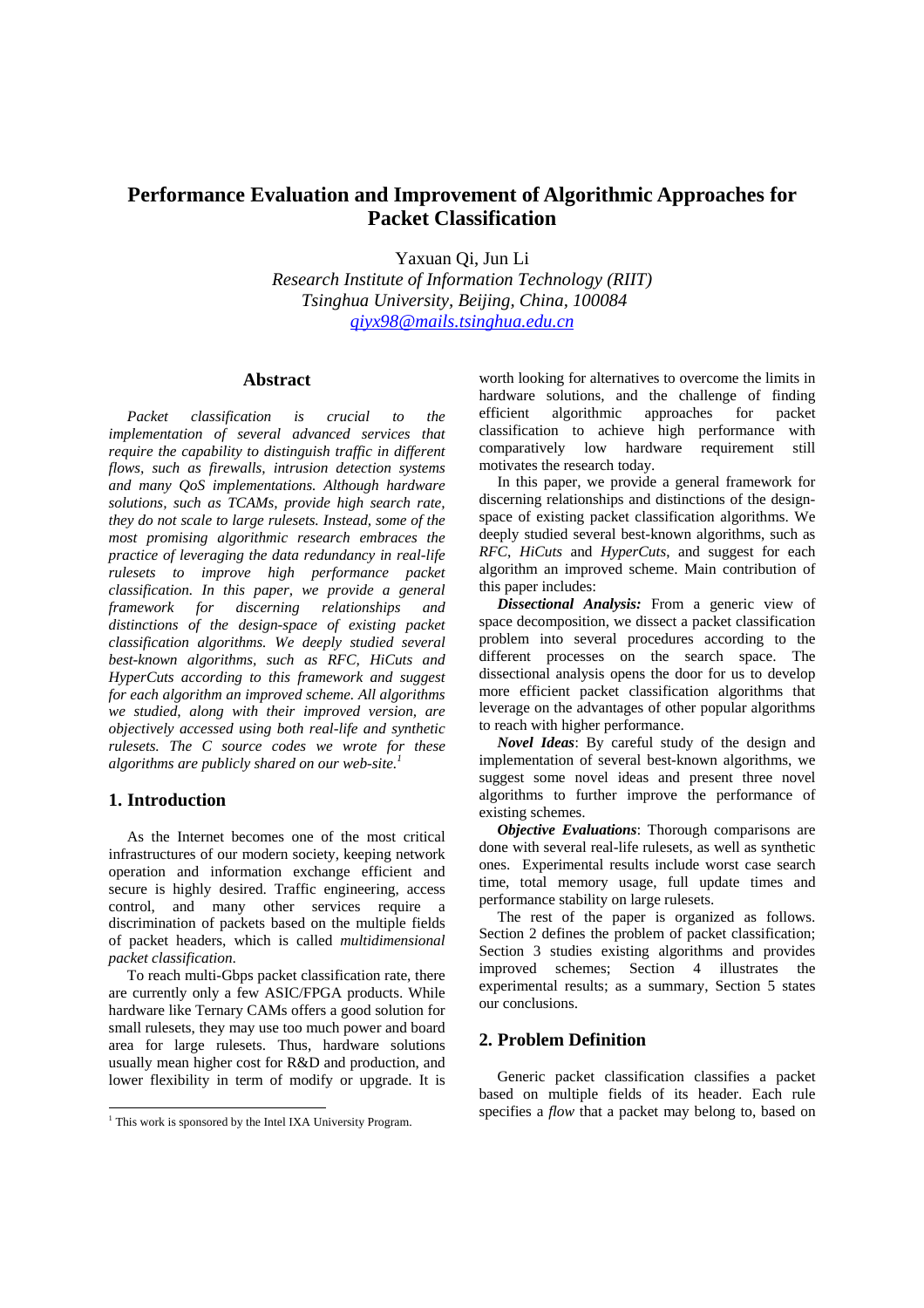# Performance Evaluation and Improvement of Algorithmic Approaches for Packet Classification

Yaxuan Qi, Jun Li

*Research Institute of Information Technology (RIIT)*
*Tsinghua University, Beijing, China, 100084*
*qiyx98@mails.tsinghua.edu.cn*

## Abstract

*Packet classification is crucial to the implementation of several advanced services that require the capability to distinguish traffic in different flows, such as firewalls, intrusion detection systems and many QoS implementations. Although hardware solutions, such as TCAMs, provide high search rate, they do not scale to large rulesets. Instead, some of the most promising algorithmic research embraces the practice of leveraging the data redundancy in real-life rulesets to improve high performance packet classification. In this paper, we provide a general framework for discerning relationships and distinctions of the design-space of existing packet classification algorithms. We deeply studied several best-known algorithms, such as RFC, HiCuts and HyperCuts according to this framework and suggest for each algorithm an improved scheme. All algorithms we studied, along with their improved version, are objectively accessed using both real-life and synthetic rulesets. The C source codes we wrote for these algorithms are publicly shared on our web-site.*[1]

## 1. Introduction

As the Internet becomes one of the most critical infrastructures of our modern society, keeping network operation and information exchange efficient and secure is highly desired. Traffic engineering, access control, and many other services require a discrimination of packets based on the multiple fields of packet headers, which is called *multidimensional packet classification*.

To reach multi-Gbps packet classification rate, there are currently only a few ASIC/FPGA products. While hardware like Ternary CAMs offers a good solution for small rulesets, they may use too much power and board area for large rulesets. Thus, hardware solutions usually mean higher cost for R&D and production, and lower flexibility in term of modify or upgrade. It is worth looking for alternatives to overcome the limits in hardware solutions, and the challenge of finding efficient algorithmic approaches for packet classification to achieve high performance with comparatively low hardware requirement still motivates the research today.

In this paper, we provide a general framework for discerning relationships and distinctions of the design-space of existing packet classification algorithms. We deeply studied several best-known algorithms, such as *RFC*, *HiCuts* and *HyperCuts*, and suggest for each algorithm an improved scheme. Main contribution of this paper includes:

***Dissectional Analysis:*** From a generic view of space decomposition, we dissect a packet classification problem into several procedures according to the different processes on the search space. The dissectional analysis opens the door for us to develop more efficient packet classification algorithms that leverage on the advantages of other popular algorithms to reach with higher performance.

***Novel Ideas***: By careful study of the design and implementation of several best-known algorithms, we suggest some novel ideas and present three novel algorithms to further improve the performance of existing schemes.

***Objective Evaluations***: Thorough comparisons are done with several real-life rulesets, as well as synthetic ones. Experimental results include worst case search time, total memory usage, full update times and performance stability on large rulesets.

The rest of the paper is organized as follows. Section 2 defines the problem of packet classification; Section 3 studies existing algorithms and provides improved schemes; Section 4 illustrates the experimental results; as a summary, Section 5 states our conclusions.

## 2. Problem Definition

Generic packet classification classifies a packet based on multiple fields of its header. Each rule specifies a *flow* that a packet may belong to, based on

[1] This work is sponsored by the Intel IXA University Program.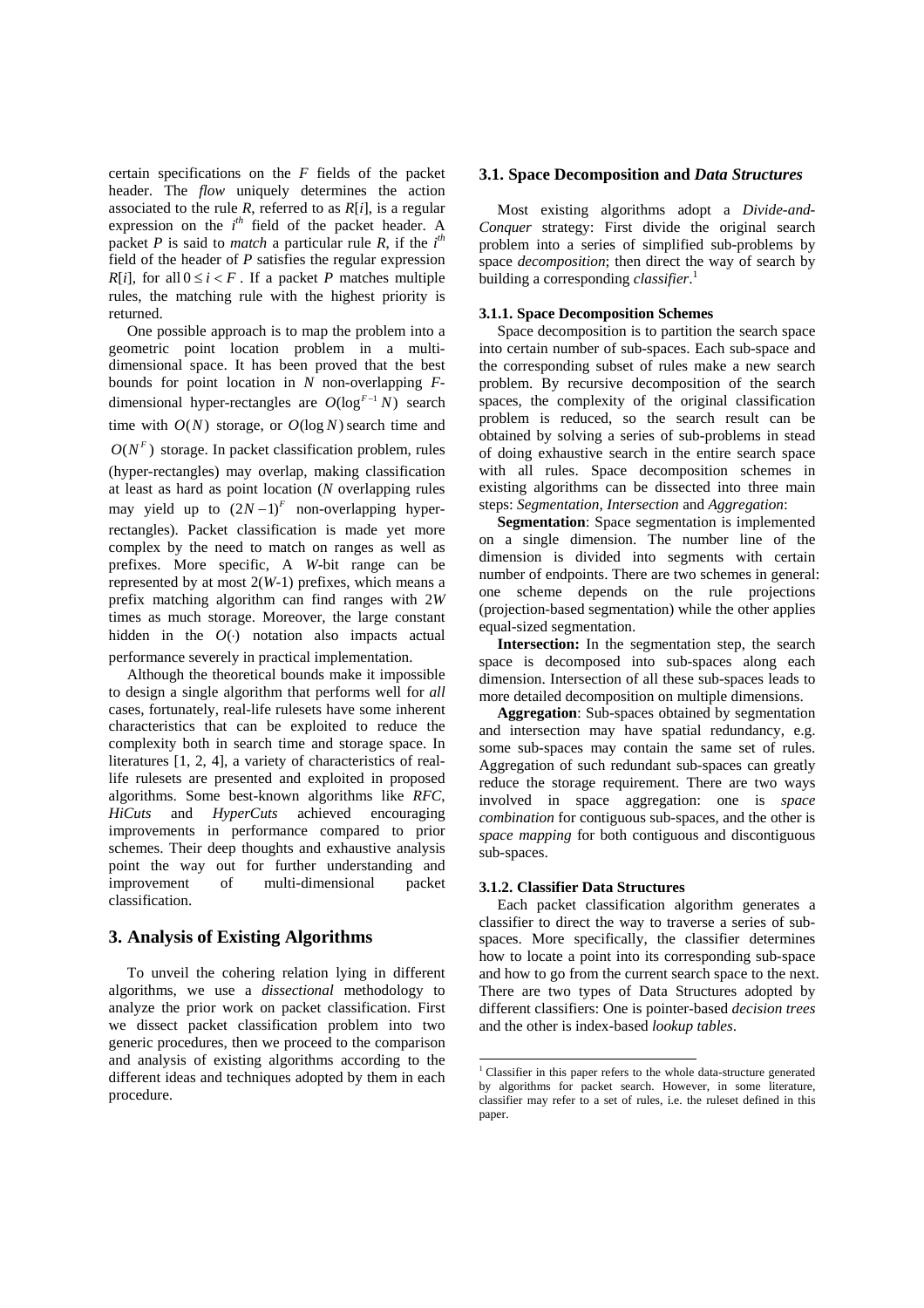certain specifications on the $F$ fields of the packet header. The *flow* uniquely determines the action associated to the rule $R$, referred to as $R[i]$, is a regular expression on the $i^{th}$ field of the packet header. A packet $P$ is said to *match* a particular rule $R$, if the $i^{th}$ field of the header of $P$ satisfies the regular expression $R[i]$, for all $0 \le i < F$. If a packet $P$ matches multiple rules, the matching rule with the highest priority is returned.

One possible approach is to map the problem into a geometric point location problem in a multi-dimensional space. It has been proved that the best bounds for point location in $N$ non-overlapping $F$-dimensional hyper-rectangles are $O(\log^{F-1} N)$ search time with $O(N)$ storage, or $O(\log N)$ search time and $O(N^F)$ storage. In packet classification problem, rules (hyper-rectangles) may overlap, making classification at least as hard as point location ($N$ overlapping rules may yield up to $(2N-1)^F$ non-overlapping hyper-rectangles). Packet classification is made yet more complex by the need to match on ranges as well as prefixes. More specific, A $W$-bit range can be represented by at most $2(W-1)$ prefixes, which means a prefix matching algorithm can find ranges with $2W$ times as much storage. Moreover, the large constant hidden in the $O(\cdot)$ notation also impacts actual performance severely in practical implementation.

Although the theoretical bounds make it impossible to design a single algorithm that performs well for *all* cases, fortunately, real-life rulesets have some inherent characteristics that can be exploited to reduce the complexity both in search time and storage space. In literatures [1, 2, 4], a variety of characteristics of real-life rulesets are presented and exploited in proposed algorithms. Some best-known algorithms like *RFC*, *HiCuts* and *HyperCuts* achieved encouraging improvements in performance compared to prior schemes. Their deep thoughts and exhaustive analysis point the way out for further understanding and improvement of multi-dimensional packet classification.

## 3. Analysis of Existing Algorithms

To unveil the cohering relation lying in different algorithms, we use a *dissectional* methodology to analyze the prior work on packet classification. First we dissect packet classification problem into two generic procedures, then we proceed to the comparison and analysis of existing algorithms according to the different ideas and techniques adopted by them in each procedure.

### 3.1. Space Decomposition and *Data Structures*

Most existing algorithms adopt a *Divide-and-Conquer* strategy: First divide the original search problem into a series of simplified sub-problems by space *decomposition*; then direct the way of search by building a corresponding *classifier*.[1]

#### 3.1.1. Space Decomposition Schemes

Space decomposition is to partition the search space into certain number of sub-spaces. Each sub-space and the corresponding subset of rules make a new search problem. By recursive decomposition of the search spaces, the complexity of the original classification problem is reduced, so the search result can be obtained by solving a series of sub-problems in stead of doing exhaustive search in the entire search space with all rules. Space decomposition schemes in existing algorithms can be dissected into three main steps: *Segmentation*, *Intersection* and *Aggregation*:

**Segmentation**: Space segmentation is implemented on a single dimension. The number line of the dimension is divided into segments with certain number of endpoints. There are two schemes in general: one scheme depends on the rule projections (projection-based segmentation) while the other applies equal-sized segmentation.

**Intersection:** In the segmentation step, the search space is decomposed into sub-spaces along each dimension. Intersection of all these sub-spaces leads to more detailed decomposition on multiple dimensions.

**Aggregation**: Sub-spaces obtained by segmentation and intersection may have spatial redundancy, e.g. some sub-spaces may contain the same set of rules. Aggregation of such redundant sub-spaces can greatly reduce the storage requirement. There are two ways involved in space aggregation: one is *space combination* for contiguous sub-spaces, and the other is *space mapping* for both contiguous and discontiguous sub-spaces.

#### 3.1.2. Classifier Data Structures

Each packet classification algorithm generates a classifier to direct the way to traverse a series of sub-spaces. More specifically, the classifier determines how to locate a point into its corresponding sub-space and how to go from the current search space to the next. There are two types of Data Structures adopted by different classifiers: One is pointer-based *decision trees* and the other is index-based *lookup tables*.

[1] Classifier in this paper refers to the whole data-structure generated by algorithms for packet search. However, in some literature, classifier may refer to a set of rules, i.e. the ruleset defined in this paper.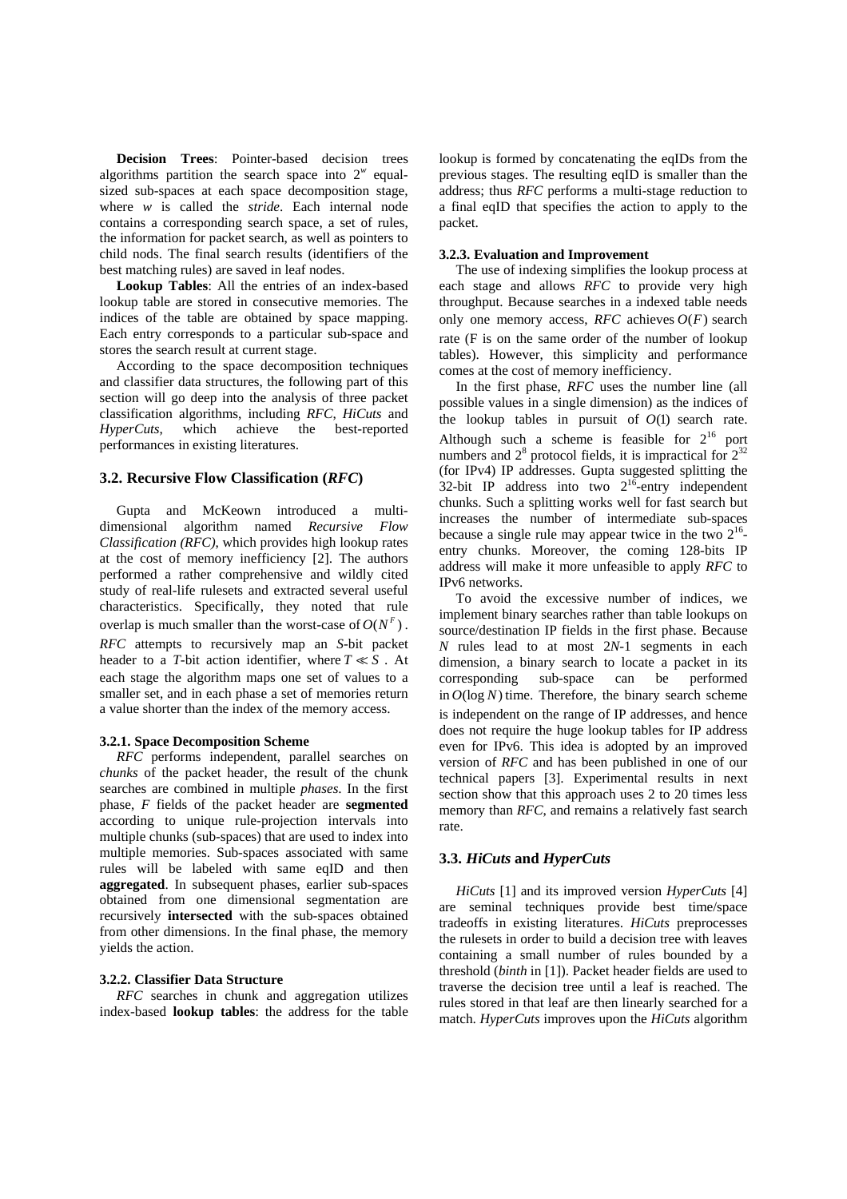**Decision Trees**: Pointer-based decision trees algorithms partition the search space into $2^w$ equal-sized sub-spaces at each space decomposition stage, where $w$ is called the *stride*. Each internal node contains a corresponding search space, a set of rules, the information for packet search, as well as pointers to child nods. The final search results (identifiers of the best matching rules) are saved in leaf nodes.

**Lookup Tables**: All the entries of an index-based lookup table are stored in consecutive memories. The indices of the table are obtained by space mapping. Each entry corresponds to a particular sub-space and stores the search result at current stage.

According to the space decomposition techniques and classifier data structures, the following part of this section will go deep into the analysis of three packet classification algorithms, including *RFC*, *HiCuts* and *HyperCuts*, which achieve the best-reported performances in existing literatures.

## 3.2. Recursive Flow Classification (*RFC*)

Gupta and McKeown introduced a multi-dimensional algorithm named *Recursive Flow Classification (RFC)*, which provides high lookup rates at the cost of memory inefficiency [2]. The authors performed a rather comprehensive and wildly cited study of real-life rulesets and extracted several useful characteristics. Specifically, they noted that rule overlap is much smaller than the worst-case of $O(N^F)$. *RFC* attempts to recursively map an *S*-bit packet header to a *T*-bit action identifier, where $T \ll S$. At each stage the algorithm maps one set of values to a smaller set, and in each phase a set of memories return a value shorter than the index of the memory access.

### 3.2.1. Space Decomposition Scheme

*RFC* performs independent, parallel searches on *chunks* of the packet header, the result of the chunk searches are combined in multiple *phases*. In the first phase, *F* fields of the packet header are **segmented** according to unique rule-projection intervals into multiple chunks (sub-spaces) that are used to index into multiple memories. Sub-spaces associated with same rules will be labeled with same eqID and then **aggregated**. In subsequent phases, earlier sub-spaces obtained from one dimensional segmentation are recursively **intersected** with the sub-spaces obtained from other dimensions. In the final phase, the memory yields the action.

### 3.2.2. Classifier Data Structure

*RFC* searches in chunk and aggregation utilizes index-based **lookup tables**: the address for the table lookup is formed by concatenating the eqIDs from the previous stages. The resulting eqID is smaller than the address; thus *RFC* performs a multi-stage reduction to a final eqID that specifies the action to apply to the packet.

### 3.2.3. Evaluation and Improvement

The use of indexing simplifies the lookup process at each stage and allows *RFC* to provide very high throughput. Because searches in a indexed table needs only one memory access, *RFC* achieves $O(F)$ search rate (F is on the same order of the number of lookup tables). However, this simplicity and performance comes at the cost of memory inefficiency.

In the first phase, *RFC* uses the number line (all possible values in a single dimension) as the indices of the lookup tables in pursuit of $O(1)$ search rate. Although such a scheme is feasible for $2^{16}$ port numbers and $2^8$ protocol fields, it is impractical for $2^{32}$ (for IPv4) IP addresses. Gupta suggested splitting the 32-bit IP address into two $2^{16}$-entry independent chunks. Such a splitting works well for fast search but increases the number of intermediate sub-spaces because a single rule may appear twice in the two $2^{16}$-entry chunks. Moreover, the coming 128-bits IP address will make it more unfeasible to apply *RFC* to IPv6 networks.

To avoid the excessive number of indices, we implement binary searches rather than table lookups on source/destination IP fields in the first phase. Because *N* rules lead to at most 2*N*-1 segments in each dimension, a binary search to locate a packet in its corresponding sub-space can be performed in $O(\log N)$ time. Therefore, the binary search scheme is independent on the range of IP addresses, and hence does not require the huge lookup tables for IP address even for IPv6. This idea is adopted by an improved version of *RFC* and has been published in one of our technical papers [3]. Experimental results in next section show that this approach uses 2 to 20 times less memory than *RFC*, and remains a relatively fast search rate.

## 3.3. *HiCuts* and *HyperCuts*

*HiCuts* [1] and its improved version *HyperCuts* [4] are seminal techniques provide best time/space tradeoffs in existing literatures. *HiCuts* preprocesses the rulesets in order to build a decision tree with leaves containing a small number of rules bounded by a threshold (*binth* in [1]). Packet header fields are used to traverse the decision tree until a leaf is reached. The rules stored in that leaf are then linearly searched for a match. *HyperCuts* improves upon the *HiCuts* algorithm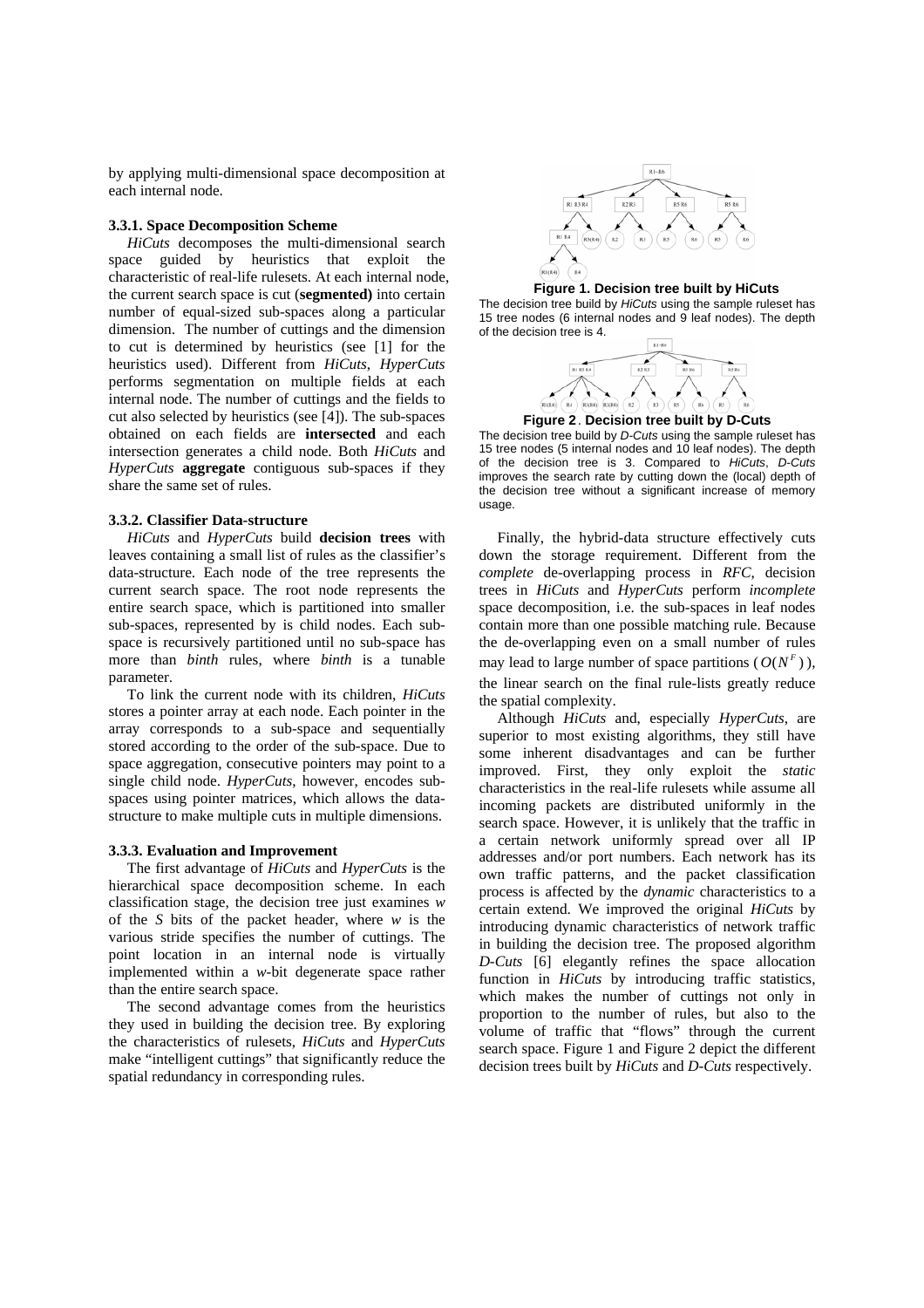by applying multi-dimensional space decomposition at each internal node.

### 3.3.1. Space Decomposition Scheme

*HiCuts* decomposes the multi-dimensional search space guided by heuristics that exploit the characteristic of real-life rulesets. At each internal node, the current search space is cut (**segmented)** into certain number of equal-sized sub-spaces along a particular dimension. The number of cuttings and the dimension to cut is determined by heuristics (see [1] for the heuristics used). Different from *HiCuts*, *HyperCuts* performs segmentation on multiple fields at each internal node. The number of cuttings and the fields to cut also selected by heuristics (see [4]). The sub-spaces obtained on each fields are **intersected** and each intersection generates a child node. Both *HiCuts* and *HyperCuts* **aggregate** contiguous sub-spaces if they share the same set of rules.

### 3.3.2. Classifier Data-structure

*HiCuts* and *HyperCuts* build **decision trees** with leaves containing a small list of rules as the classifier's data-structure. Each node of the tree represents the current search space. The root node represents the entire search space, which is partitioned into smaller sub-spaces, represented by is child nodes. Each sub-space is recursively partitioned until no sub-space has more than *binth* rules, where *binth* is a tunable parameter.

To link the current node with its children, *HiCuts* stores a pointer array at each node. Each pointer in the array corresponds to a sub-space and sequentially stored according to the order of the sub-space. Due to space aggregation, consecutive pointers may point to a single child node. *HyperCuts*, however, encodes sub-spaces using pointer matrices, which allows the data-structure to make multiple cuts in multiple dimensions.

### 3.3.3. Evaluation and Improvement

The first advantage of *HiCuts* and *HyperCuts* is the hierarchical space decomposition scheme. In each classification stage, the decision tree just examines *w* of the *S* bits of the packet header, where *w* is the various stride specifies the number of cuttings. The point location in an internal node is virtually implemented within a *w*-bit degenerate space rather than the entire search space.

The second advantage comes from the heuristics they used in building the decision tree. By exploring the characteristics of rulesets, *HiCuts* and *HyperCuts* make "intelligent cuttings" that significantly reduce the spatial redundancy in corresponding rules.

**Figure 1. Decision tree built by HiCuts**

The decision tree build by *HiCuts* using the sample ruleset has 15 tree nodes (6 internal nodes and 9 leaf nodes). The depth of the decision tree is 4.

**Figure 2. Decision tree built by D-Cuts**

The decision tree build by *D-Cuts* using the sample ruleset has 15 tree nodes (5 internal nodes and 10 leaf nodes). The depth of the decision tree is 3. Compared to *HiCuts*, *D-Cuts* improves the search rate by cutting down the (local) depth of the decision tree without a significant increase of memory usage.

Finally, the hybrid-data structure effectively cuts down the storage requirement. Different from the *complete* de-overlapping process in *RFC*, decision trees in *HiCuts* and *HyperCuts* perform *incomplete* space decomposition, i.e. the sub-spaces in leaf nodes contain more than one possible matching rule. Because the de-overlapping even on a small number of rules may lead to large number of space partitions ($O(N^F)$), the linear search on the final rule-lists greatly reduce the spatial complexity.

Although *HiCuts* and, especially *HyperCuts*, are superior to most existing algorithms, they still have some inherent disadvantages and can be further improved. First, they only exploit the *static* characteristics in the real-life rulesets while assume all incoming packets are distributed uniformly in the search space. However, it is unlikely that the traffic in a certain network uniformly spread over all IP addresses and/or port numbers. Each network has its own traffic patterns, and the packet classification process is affected by the *dynamic* characteristics to a certain extend. We improved the original *HiCuts* by introducing dynamic characteristics of network traffic in building the decision tree. The proposed algorithm *D-Cuts* [6] elegantly refines the space allocation function in *HiCuts* by introducing traffic statistics, which makes the number of cuttings not only in proportion to the number of rules, but also to the volume of traffic that "flows" through the current search space. Figure 1 and Figure 2 depict the different decision trees built by *HiCuts* and *D-Cuts* respectively.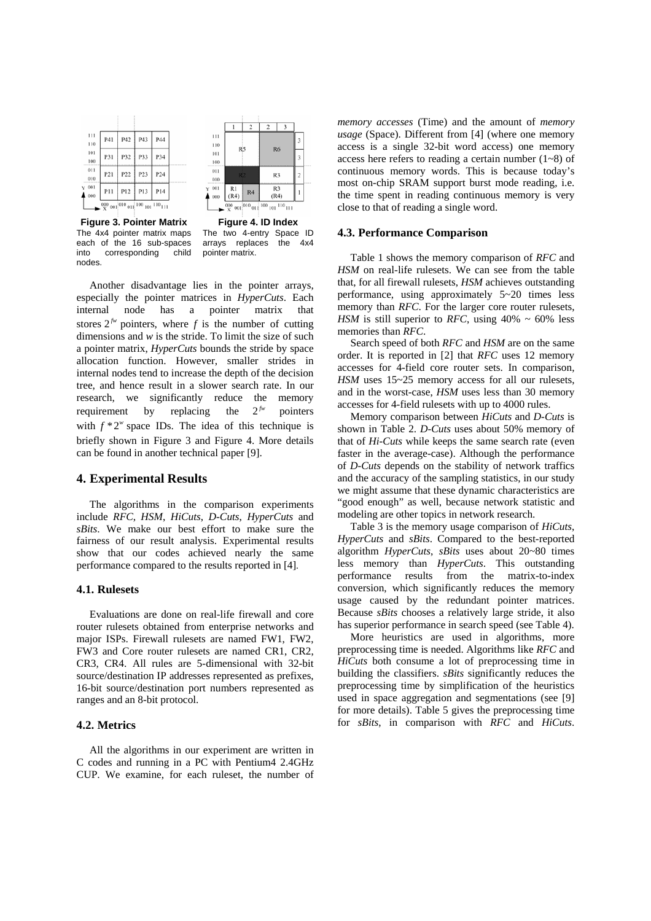**Figure 3. Pointer Matrix**
The 4x4 pointer matrix maps each of the 16 sub-spaces into corresponding child nodes.

**Figure 4. ID Index**
The two 4-entry Space ID arrays replaces the 4x4 pointer matrix.

Another disadvantage lies in the pointer arrays, especially the pointer matrices in *HyperCuts*. Each internal node has a pointer matrix that stores $2^{fw}$ pointers, where $f$ is the number of cutting dimensions and $w$ is the stride. To limit the size of such a pointer matrix, *HyperCuts* bounds the stride by space allocation function. However, smaller strides in internal nodes tend to increase the depth of the decision tree, and hence result in a slower search rate. In our research, we significantly reduce the memory requirement by replacing the $2^{fw}$ pointers with $f * 2^{w}$ space IDs. The idea of this technique is briefly shown in Figure 3 and Figure 4. More details can be found in another technical paper [9].

## 4. Experimental Results

The algorithms in the comparison experiments include *RFC*, *HSM*, *HiCuts*, *D-Cuts*, *HyperCuts* and *sBits*. We make our best effort to make sure the fairness of our result analysis. Experimental results show that our codes achieved nearly the same performance compared to the results reported in [4].

### 4.1. Rulesets

Evaluations are done on real-life firewall and core router rulesets obtained from enterprise networks and major ISPs. Firewall rulesets are named FW1, FW2, FW3 and Core router rulesets are named CR1, CR2, CR3, CR4. All rules are 5-dimensional with 32-bit source/destination IP addresses represented as prefixes, 16-bit source/destination port numbers represented as ranges and an 8-bit protocol.

### 4.2. Metrics

All the algorithms in our experiment are written in C codes and running in a PC with Pentium4 2.4GHz CUP. We examine, for each ruleset, the number of *memory accesses* (Time) and the amount of *memory usage* (Space). Different from [4] (where one memory access is a single 32-bit word access) one memory access here refers to reading a certain number (1~8) of continuous memory words. This is because today's most on-chip SRAM support burst mode reading, i.e. the time spent in reading continuous memory is very close to that of reading a single word.

### 4.3. Performance Comparison

Table 1 shows the memory comparison of *RFC* and *HSM* on real-life rulesets. We can see from the table that, for all firewall rulesets, *HSM* achieves outstanding performance, using approximately 5~20 times less memory than *RFC*. For the larger core router rulesets, *HSM* is still superior to *RFC*, using 40% ~ 60% less memories than *RFC*.

Search speed of both *RFC* and *HSM* are on the same order. It is reported in [2] that *RFC* uses 12 memory accesses for 4-field core router sets. In comparison, *HSM* uses 15~25 memory access for all our rulesets, and in the worst-case, *HSM* uses less than 30 memory accesses for 4-field rulesets with up to 4000 rules.

Memory comparison between *HiCuts* and *D-Cuts* is shown in Table 2. *D-Cuts* uses about 50% memory of that of *Hi-Cuts* while keeps the same search rate (even faster in the average-case). Although the performance of *D-Cuts* depends on the stability of network traffics and the accuracy of the sampling statistics, in our study we might assume that these dynamic characteristics are "good enough" as well, because network statistic and modeling are other topics in network research.

Table 3 is the memory usage comparison of *HiCuts*, *HyperCuts* and *sBits*. Compared to the best-reported algorithm *HyperCuts*, *sBits* uses about 20~80 times less memory than *HyperCuts*. This outstanding performance results from the matrix-to-index conversion, which significantly reduces the memory usage caused by the redundant pointer matrices. Because *sBits* chooses a relatively large stride, it also has superior performance in search speed (see Table 4).

More heuristics are used in algorithms, more preprocessing time is needed. Algorithms like *RFC* and *HiCuts* both consume a lot of preprocessing time in building the classifiers. *sBits* significantly reduces the preprocessing time by simplification of the heuristics used in space aggregation and segmentations (see [9] for more details). Table 5 gives the preprocessing time for *sBits*, in comparison with *RFC* and *HiCuts*.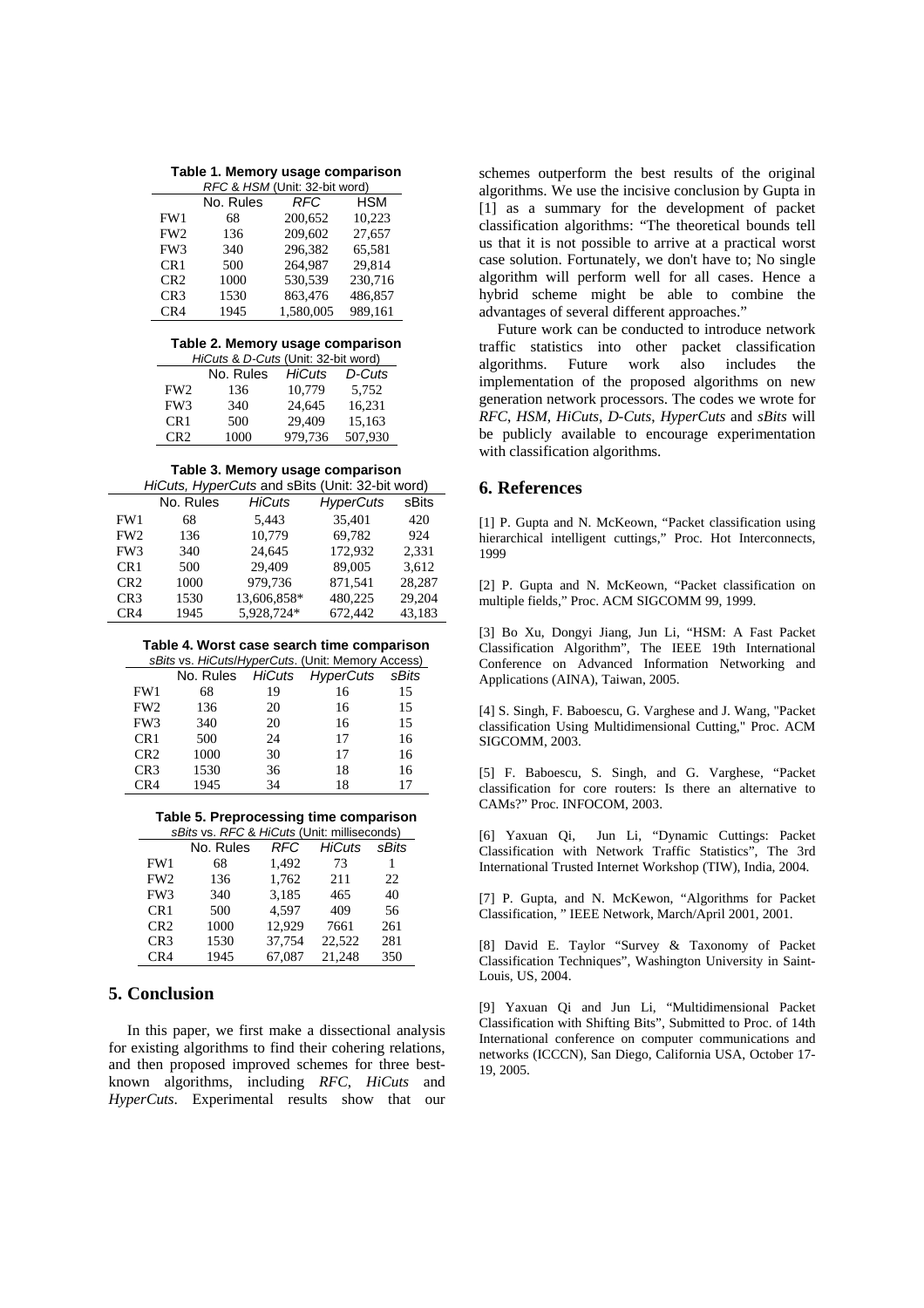**Table 1. Memory usage comparison**

*RFC* & *HSM* (Unit: 32-bit word)

| | No. Rules | *RFC* | HSM |
|---|---|---|---|
| FW1 | 68 | 200,652 | 10,223 |
| FW2 | 136 | 209,602 | 27,657 |
| FW3 | 340 | 296,382 | 65,581 |
| CR1 | 500 | 264,987 | 29,814 |
| CR2 | 1000 | 530,539 | 230,716 |
| CR3 | 1530 | 863,476 | 486,857 |
| CR4 | 1945 | 1,580,005 | 989,161 |

**Table 2. Memory usage comparison**

*HiCuts* & *D-Cuts* (Unit: 32-bit word)

| | No. Rules | *HiCuts* | *D-Cuts* |
|---|---|---|---|
| FW2 | 136 | 10,779 | 5,752 |
| FW3 | 340 | 24,645 | 16,231 |
| CR1 | 500 | 29,409 | 15,163 |
| CR2 | 1000 | 979,736 | 507,930 |

**Table 3. Memory usage comparison**

*HiCuts, HyperCuts* and sBits (Unit: 32-bit word)

| | No. Rules | *HiCuts* | *HyperCuts* | sBits |
|---|---|---|---|---|
| FW1 | 68 | 5,443 | 35,401 | 420 |
| FW2 | 136 | 10,779 | 69,782 | 924 |
| FW3 | 340 | 24,645 | 172,932 | 2,331 |
| CR1 | 500 | 29,409 | 89,005 | 3,612 |
| CR2 | 1000 | 979,736 | 871,541 | 28,287 |
| CR3 | 1530 | 13,606,858* | 480,225 | 29,204 |
| CR4 | 1945 | 5,928,724* | 672,442 | 43,183 |

**Table 4. Worst case search time comparison**

*sBits* vs. *HiCuts*/*HyperCuts*. (Unit: Memory Access)

| | No. Rules | *HiCuts* | *HyperCuts* | *sBits* |
|---|---|---|---|---|
| FW1 | 68 | 19 | 16 | 15 |
| FW2 | 136 | 20 | 16 | 15 |
| FW3 | 340 | 20 | 16 | 15 |
| CR1 | 500 | 24 | 17 | 16 |
| CR2 | 1000 | 30 | 17 | 16 |
| CR3 | 1530 | 36 | 18 | 16 |
| CR4 | 1945 | 34 | 18 | 17 |

**Table 5. Preprocessing time comparison**

*sBits* vs. *RFC* & *HiCuts* (Unit: milliseconds)

| | No. Rules | *RFC* | *HiCuts* | *sBits* |
|---|---|---|---|---|
| FW1 | 68 | 1,492 | 73 | 1 |
| FW2 | 136 | 1,762 | 211 | 22 |
| FW3 | 340 | 3,185 | 465 | 40 |
| CR1 | 500 | 4,597 | 409 | 56 |
| CR2 | 1000 | 12,929 | 7661 | 261 |
| CR3 | 1530 | 37,754 | 22,522 | 281 |
| CR4 | 1945 | 67,087 | 21,248 | 350 |

## 5. Conclusion

In this paper, we first make a dissectional analysis for existing algorithms to find their cohering relations, and then proposed improved schemes for three best-known algorithms, including *RFC*, *HiCuts* and *HyperCuts*. Experimental results show that our schemes outperform the best results of the original algorithms. We use the incisive conclusion by Gupta in [1] as a summary for the development of packet classification algorithms: "The theoretical bounds tell us that it is not possible to arrive at a practical worst case solution. Fortunately, we don't have to; No single algorithm will perform well for all cases. Hence a hybrid scheme might be able to combine the advantages of several different approaches."

Future work can be conducted to introduce network traffic statistics into other packet classification algorithms. Future work also includes the implementation of the proposed algorithms on new generation network processors. The codes we wrote for *RFC*, *HSM*, *HiCuts*, *D-Cuts*, *HyperCuts* and *sBits* will be publicly available to encourage experimentation with classification algorithms.

## 6. References

[1] P. Gupta and N. McKeown, "Packet classification using hierarchical intelligent cuttings," Proc. Hot Interconnects, 1999

[2] P. Gupta and N. McKeown, "Packet classification on multiple fields," Proc. ACM SIGCOMM 99, 1999.

[3] Bo Xu, Dongyi Jiang, Jun Li, "HSM: A Fast Packet Classification Algorithm", The IEEE 19th International Conference on Advanced Information Networking and Applications (AINA), Taiwan, 2005.

[4] S. Singh, F. Baboescu, G. Varghese and J. Wang, "Packet classification Using Multidimensional Cutting," Proc. ACM SIGCOMM, 2003.

[5] F. Baboescu, S. Singh, and G. Varghese, "Packet classification for core routers: Is there an alternative to CAMs?" Proc. INFOCOM, 2003.

[6] Yaxuan Qi, Jun Li, "Dynamic Cuttings: Packet Classification with Network Traffic Statistics", The 3rd International Trusted Internet Workshop (TIW), India, 2004.

[7] P. Gupta, and N. McKewon, "Algorithms for Packet Classification, " IEEE Network, March/April 2001, 2001.

[8] David E. Taylor "Survey & Taxonomy of Packet Classification Techniques", Washington University in Saint-Louis, US, 2004.

[9] Yaxuan Qi and Jun Li, "Multidimensional Packet Classification with Shifting Bits", Submitted to Proc. of 14th International conference on computer communications and networks (ICCCN), San Diego, California USA, October 17-19, 2005.